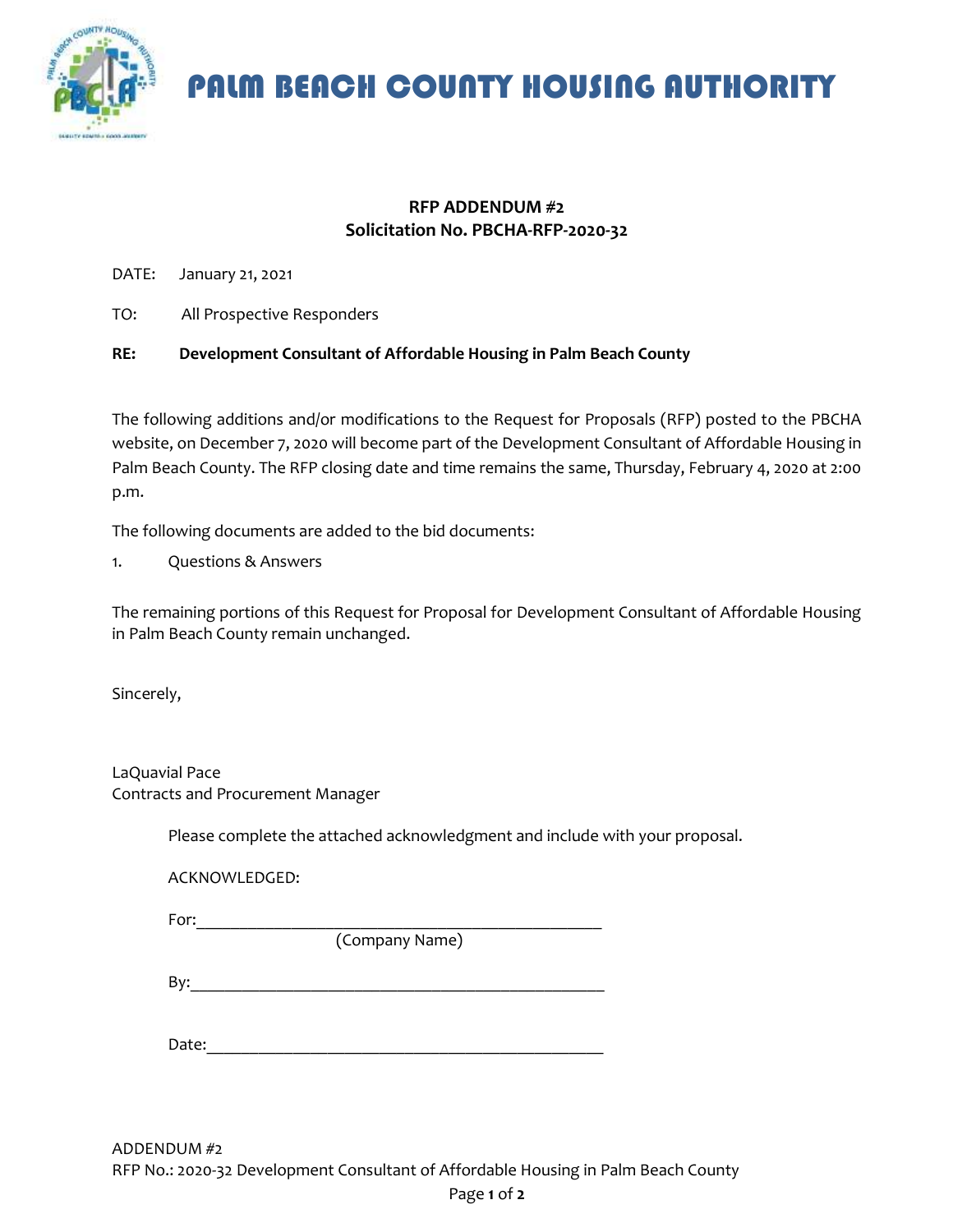# PALM BEACH COUNTY HOUSING AUTHORITY

**RFP ADDENDUM #2**
**Solicitation No. PBCHA-RFP-2020-32**

DATE: January 21, 2021

TO: All Prospective Responders

**RE: Development Consultant of Affordable Housing in Palm Beach County**

The following additions and/or modifications to the Request for Proposals (RFP) posted to the PBCHA website, on December 7, 2020 will become part of the Development Consultant of Affordable Housing in Palm Beach County. The RFP closing date and time remains the same, Thursday, February 4, 2020 at 2:00 p.m.

The following documents are added to the bid documents:

1. Questions & Answers

The remaining portions of this Request for Proposal for Development Consultant of Affordable Housing in Palm Beach County remain unchanged.

Sincerely,

LaQuavial Pace
Contracts and Procurement Manager

Please complete the attached acknowledgment and include with your proposal.

ACKNOWLEDGED:

For:_______________________________________________
(Company Name)

By:_______________________________________________

Date:_____________________________________________

ADDENDUM #2
RFP No.: 2020-32 Development Consultant of Affordable Housing in Palm Beach County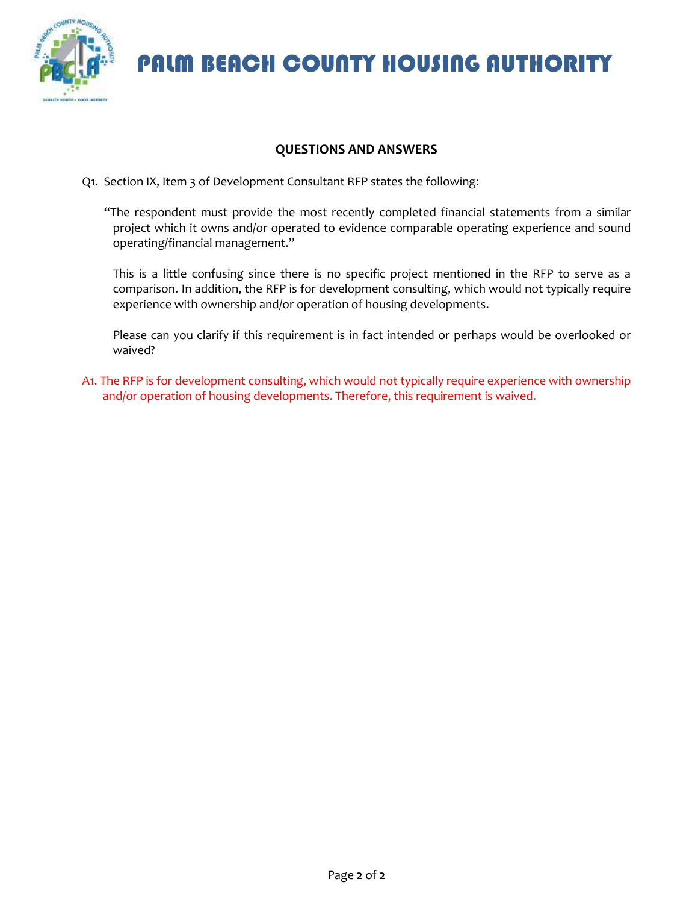# PALM BEACH COUNTY HOUSING AUTHORITY

## QUESTIONS AND ANSWERS

Q1. Section IX, Item 3 of Development Consultant RFP states the following:

"The respondent must provide the most recently completed financial statements from a similar project which it owns and/or operated to evidence comparable operating experience and sound operating/financial management."

This is a little confusing since there is no specific project mentioned in the RFP to serve as a comparison. In addition, the RFP is for development consulting, which would not typically require experience with ownership and/or operation of housing developments.

Please can you clarify if this requirement is in fact intended or perhaps would be overlooked or waived?

A1. The RFP is for development consulting, which would not typically require experience with ownership and/or operation of housing developments. Therefore, this requirement is waived.